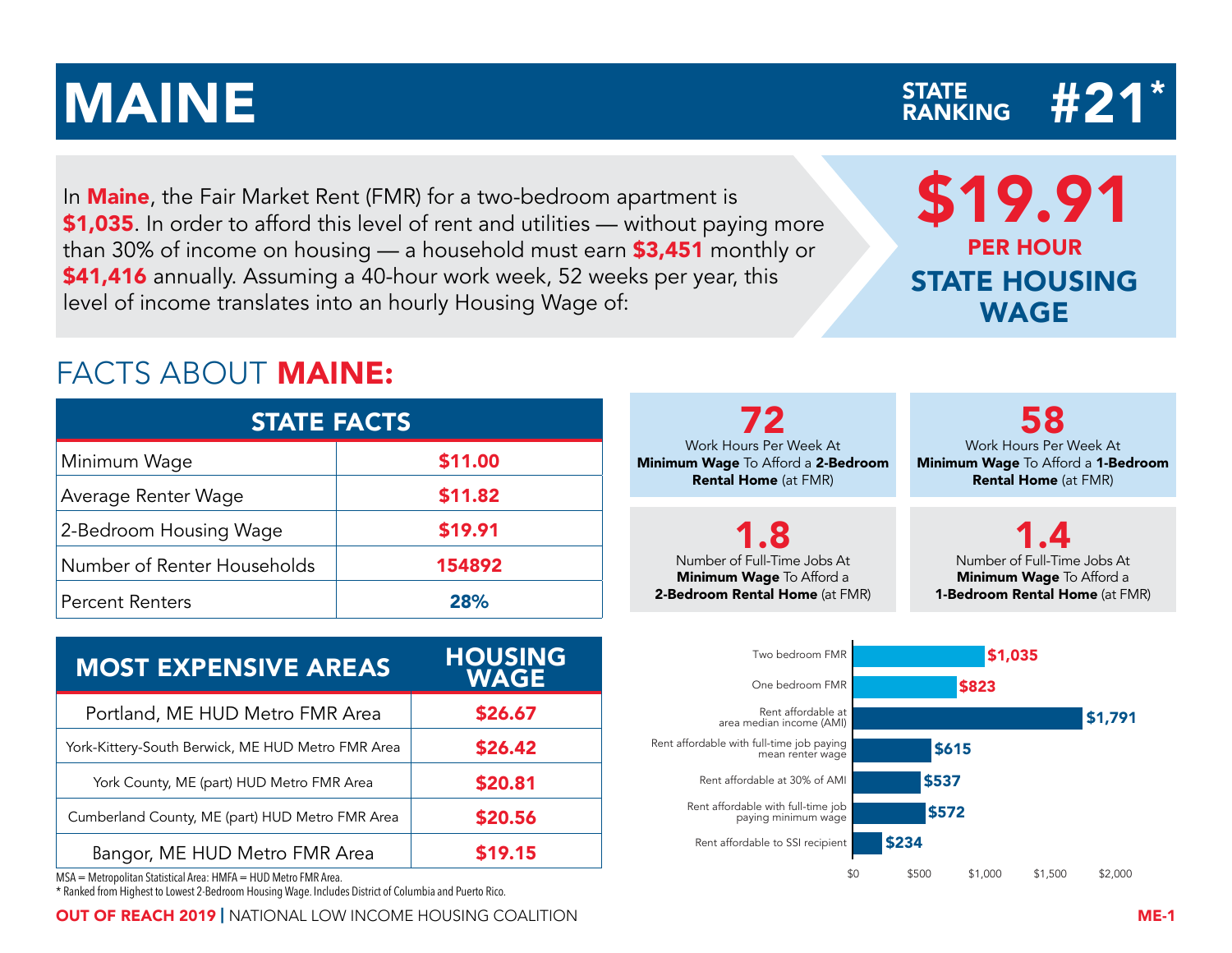# MAINE

STATE RANKING **#21***

In **Maine**, the Fair Market Rent (FMR) for a two-bedroom apartment is **$1,035**. In order to afford this level of rent and utilities — without paying more than 30% of income on housing — a household must earn **$3,451** monthly or **$41,416** annually. Assuming a 40-hour work week, 52 weeks per year, this level of income translates into an hourly Housing Wage of:

**$19.91**
**PER HOUR**
**STATE HOUSING WAGE**

## FACTS ABOUT MAINE:

| STATE FACTS | |
|---|---|
| Minimum Wage | $11.00 |
| Average Renter Wage | $11.82 |
| 2-Bedroom Housing Wage | $19.91 |
| Number of Renter Households | 154892 |
| Percent Renters | 28% |

**72** Work Hours Per Week At **Minimum Wage** To Afford a **2-Bedroom Rental Home** (at FMR)

**58** Work Hours Per Week At **Minimum Wage** To Afford a **1-Bedroom Rental Home** (at FMR)

**1.8** Number of Full-Time Jobs At **Minimum Wage** To Afford a **2-Bedroom Rental Home** (at FMR)

**1.4** Number of Full-Time Jobs At **Minimum Wage** To Afford a **1-Bedroom Rental Home** (at FMR)

| MOST EXPENSIVE AREAS | HOUSING WAGE |
|---|---|
| Portland, ME HUD Metro FMR Area | $26.67 |
| York-Kittery-South Berwick, ME HUD Metro FMR Area | $26.42 |
| York County, ME (part) HUD Metro FMR Area | $20.81 |
| Cumberland County, ME (part) HUD Metro FMR Area | $20.56 |
| Bangor, ME HUD Metro FMR Area | $19.15 |

| | |
|---|---|
| Two bedroom FMR | $1,035 |
| One bedroom FMR | $823 |
| Rent affordable at area median income (AMI) | $1,791 |
| Rent affordable with full-time job paying mean renter wage | $615 |
| Rent affordable at 30% of AMI | $537 |
| Rent affordable with full-time job paying minimum wage | $572 |
| Rent affordable to SSI recipient | $234 |

MSA = Metropolitan Statistical Area: HMFA = HUD Metro FMR Area.
* Ranked from Highest to Lowest 2-Bedroom Housing Wage. Includes District of Columbia and Puerto Rico.

OUT OF REACH 2019 | NATIONAL LOW INCOME HOUSING COALITION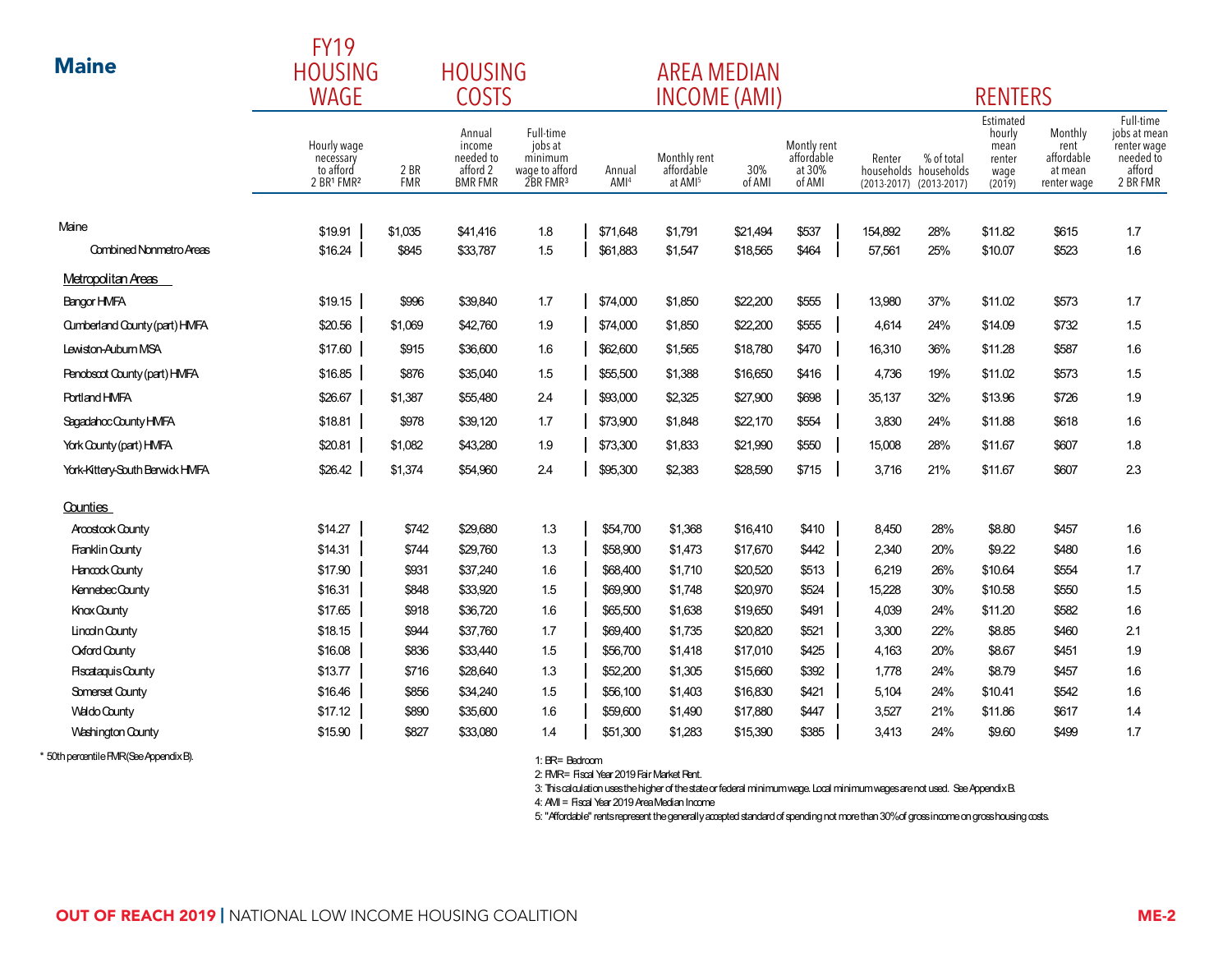# Maine

| | FY19 HOUSING WAGE | HOUSING COSTS | | | AREA MEDIAN INCOME (AMI) | | | | RENTERS | | | | |
|---|---|---|---|---|---|---|---|---|---|---|---|---|---|
| | Hourly wage necessary to afford 2 BR[1] FMR[2] | 2 BR FMR | Annual income needed to afford 2 BMR FMR | Full-time jobs at minimum wage to afford 2BR FMR[3] | Annual AMI[4] | Monthly rent affordable at AMI[5] | 30% of AMI | Montly rent affordable at 30% of AMI | Renter households (2013-2017) | % of total households (2013-2017) | Estimated hourly mean renter wage (2019) | Monthly rent affordable at mean renter wage | Full-time jobs at mean renter wage needed to afford 2 BR FMR |
| Maine | $19.91 | $1,035 | $41,416 | 1.8 | $71,648 | $1,791 | $21,494 | $537 | 154,892 | 28% | $11.82 | $615 | 1.7 |
| Combined Nonmetro Areas | $16.24 | $845 | $33,787 | 1.5 | $61,883 | $1,547 | $18,565 | $464 | 57,561 | 25% | $10.07 | $523 | 1.6 |
| **Metropolitan Areas** | | | | | | | | | | | | | |
| Bangor HMFA | $19.15 | $996 | $39,840 | 1.7 | $74,000 | $1,850 | $22,200 | $555 | 13,980 | 37% | $11.02 | $573 | 1.7 |
| Cumberland County (part) HMFA | $20.56 | $1,069 | $42,760 | 1.9 | $74,000 | $1,850 | $22,200 | $555 | 4,614 | 24% | $14.09 | $732 | 1.5 |
| Lewiston-Auburn MSA | $17.60 | $915 | $36,600 | 1.6 | $62,600 | $1,565 | $18,780 | $470 | 16,310 | 36% | $11.28 | $587 | 1.6 |
| Penobscot County (part) HMFA | $16.85 | $876 | $35,040 | 1.5 | $55,500 | $1,388 | $16,650 | $416 | 4,736 | 19% | $11.02 | $573 | 1.5 |
| Portland HMFA | $26.67 | $1,387 | $55,480 | 2.4 | $93,000 | $2,325 | $27,900 | $698 | 35,137 | 32% | $13.96 | $726 | 1.9 |
| Sagadahoc County HMFA | $18.81 | $978 | $39,120 | 1.7 | $73,900 | $1,848 | $22,170 | $554 | 3,830 | 24% | $11.88 | $618 | 1.6 |
| York County (part) HMFA | $20.81 | $1,082 | $43,280 | 1.9 | $73,300 | $1,833 | $21,990 | $550 | 15,008 | 28% | $11.67 | $607 | 1.8 |
| York-Kittery-South Berwick HMFA | $26.42 | $1,374 | $54,960 | 2.4 | $95,300 | $2,383 | $28,590 | $715 | 3,716 | 21% | $11.67 | $607 | 2.3 |
| **Counties** | | | | | | | | | | | | | |
| Aroostook County | $14.27 | $742 | $29,680 | 1.3 | $54,700 | $1,368 | $16,410 | $410 | 8,450 | 28% | $8.80 | $457 | 1.6 |
| Franklin County | $14.31 | $744 | $29,760 | 1.3 | $58,900 | $1,473 | $17,670 | $442 | 2,340 | 20% | $9.22 | $480 | 1.6 |
| Hancock County | $17.90 | $931 | $37,240 | 1.6 | $68,400 | $1,710 | $20,520 | $513 | 6,219 | 26% | $10.64 | $554 | 1.7 |
| Kennebec County | $16.31 | $848 | $33,920 | 1.5 | $69,900 | $1,748 | $20,970 | $524 | 15,228 | 30% | $10.58 | $550 | 1.5 |
| Knox County | $17.65 | $918 | $36,720 | 1.6 | $65,500 | $1,638 | $19,650 | $491 | 4,039 | 24% | $11.20 | $582 | 1.6 |
| Lincoln County | $18.15 | $944 | $37,760 | 1.7 | $69,400 | $1,735 | $20,820 | $521 | 3,300 | 22% | $8.85 | $460 | 2.1 |
| Oxford County | $16.08 | $836 | $33,440 | 1.5 | $56,700 | $1,418 | $17,010 | $425 | 4,163 | 20% | $8.67 | $451 | 1.9 |
| Piscataquis County | $13.77 | $716 | $28,640 | 1.3 | $52,200 | $1,305 | $15,660 | $392 | 1,778 | 24% | $8.79 | $457 | 1.6 |
| Somerset County | $16.46 | $856 | $34,240 | 1.5 | $56,100 | $1,403 | $16,830 | $421 | 5,104 | 24% | $10.41 | $542 | 1.6 |
| Waldo County | $17.12 | $890 | $35,600 | 1.6 | $59,600 | $1,490 | $17,880 | $447 | 3,527 | 21% | $11.86 | $617 | 1.4 |
| Washington County | $15.90 | $827 | $33,080 | 1.4 | $51,300 | $1,283 | $15,390 | $385 | 3,413 | 24% | $9.60 | $499 | 1.7 |

\* 50th percentile FMR (See Appendix B).

1: BR = Bedroom

2: FMR = Fiscal Year 2019 Fair Market Rent.

3: This calculation uses the higher of the state or federal minimum wage. Local minimum wages are not used. See Appendix B.

4: AMI = Fiscal Year 2019 Area Median Income

5: "Affordable" rents represent the generally accepted standard of spending not more than 30% of gross income on gross housing costs.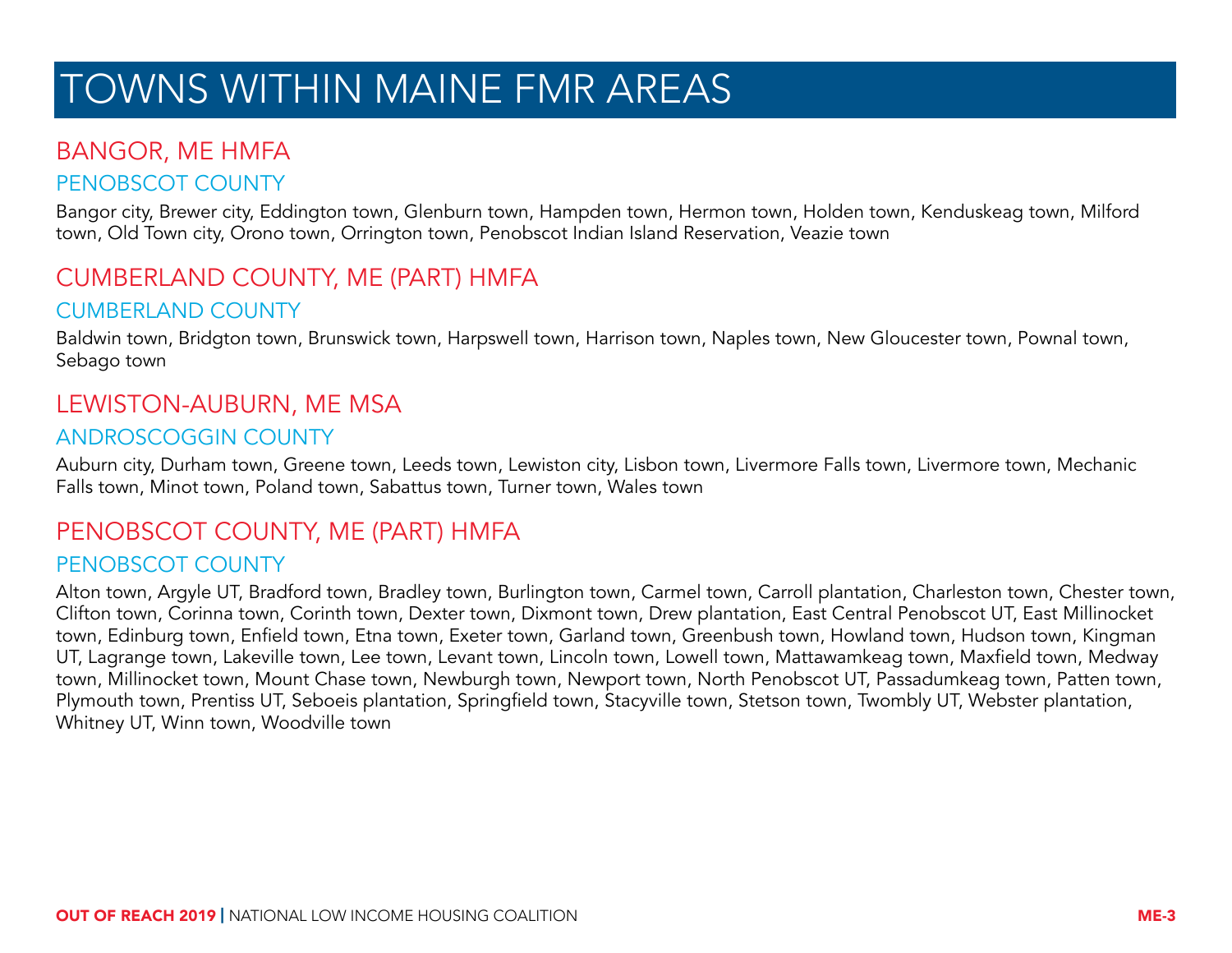# TOWNS WITHIN MAINE FMR AREAS

## BANGOR, ME HMFA

### PENOBSCOT COUNTY

Bangor city, Brewer city, Eddington town, Glenburn town, Hampden town, Hermon town, Holden town, Kenduskeag town, Milford town, Old Town city, Orono town, Orrington town, Penobscot Indian Island Reservation, Veazie town

## CUMBERLAND COUNTY, ME (PART) HMFA

### CUMBERLAND COUNTY

Baldwin town, Bridgton town, Brunswick town, Harpswell town, Harrison town, Naples town, New Gloucester town, Pownal town, Sebago town

## LEWISTON-AUBURN, ME MSA

### ANDROSCOGGIN COUNTY

Auburn city, Durham town, Greene town, Leeds town, Lewiston city, Lisbon town, Livermore Falls town, Livermore town, Mechanic Falls town, Minot town, Poland town, Sabattus town, Turner town, Wales town

## PENOBSCOT COUNTY, ME (PART) HMFA

### PENOBSCOT COUNTY

Alton town, Argyle UT, Bradford town, Bradley town, Burlington town, Carmel town, Carroll plantation, Charleston town, Chester town, Clifton town, Corinna town, Corinth town, Dexter town, Dixmont town, Drew plantation, East Central Penobscot UT, East Millinocket town, Edinburg town, Enfield town, Etna town, Exeter town, Garland town, Greenbush town, Howland town, Hudson town, Kingman UT, Lagrange town, Lakeville town, Lee town, Levant town, Lincoln town, Lowell town, Mattawamkeag town, Maxfield town, Medway town, Millinocket town, Mount Chase town, Newburgh town, Newport town, North Penobscot UT, Passadumkeag town, Patten town, Plymouth town, Prentiss UT, Seboeis plantation, Springfield town, Stacyville town, Stetson town, Twombly UT, Webster plantation, Whitney UT, Winn town, Woodville town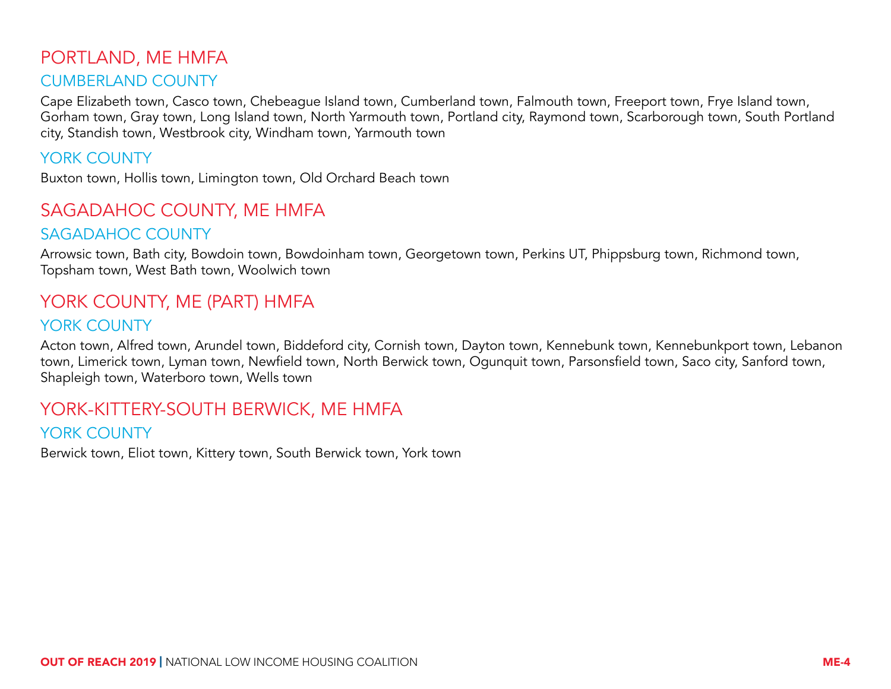## PORTLAND, ME HMFA

### CUMBERLAND COUNTY

Cape Elizabeth town, Casco town, Chebeague Island town, Cumberland town, Falmouth town, Freeport town, Frye Island town, Gorham town, Gray town, Long Island town, North Yarmouth town, Portland city, Raymond town, Scarborough town, South Portland city, Standish town, Westbrook city, Windham town, Yarmouth town

### YORK COUNTY

Buxton town, Hollis town, Limington town, Old Orchard Beach town

## SAGADAHOC COUNTY, ME HMFA

### SAGADAHOC COUNTY

Arrowsic town, Bath city, Bowdoin town, Bowdoinham town, Georgetown town, Perkins UT, Phippsburg town, Richmond town, Topsham town, West Bath town, Woolwich town

## YORK COUNTY, ME (PART) HMFA

### YORK COUNTY

Acton town, Alfred town, Arundel town, Biddeford city, Cornish town, Dayton town, Kennebunk town, Kennebunkport town, Lebanon town, Limerick town, Lyman town, Newfield town, North Berwick town, Ogunquit town, Parsonsfield town, Saco city, Sanford town, Shapleigh town, Waterboro town, Wells town

## YORK-KITTERY-SOUTH BERWICK, ME HMFA

### YORK COUNTY

Berwick town, Eliot town, Kittery town, South Berwick town, York town